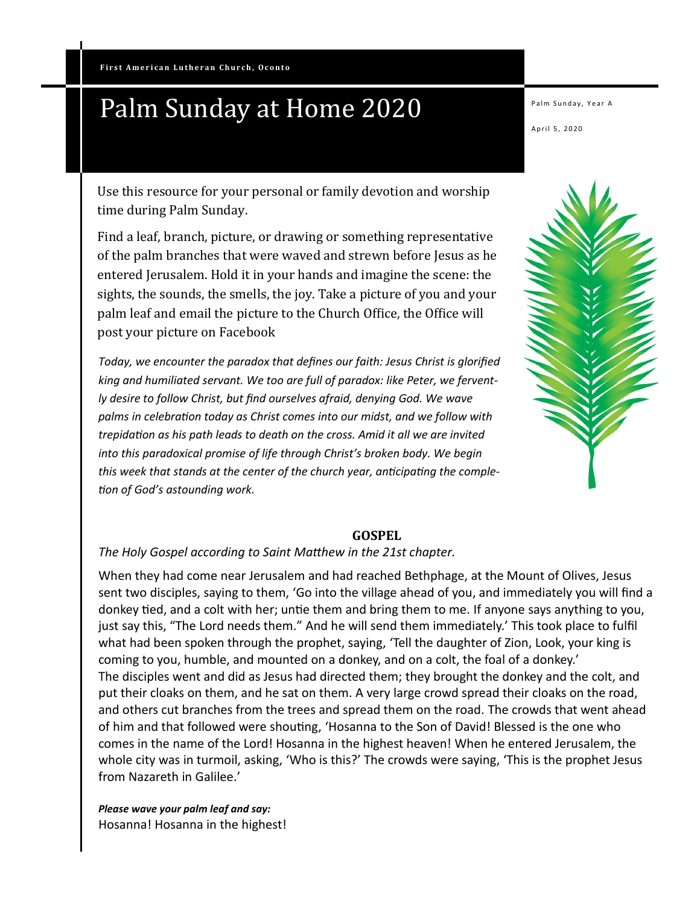First American Lutheran Church, Oconto

# Palm Sunday at Home 2020

Palm Sunday, Year A

April 5, 2020

Use this resource for your personal or family devotion and worship time during Palm Sunday.

Find a leaf, branch, picture, or drawing or something representative of the palm branches that were waved and strewn before Jesus as he entered Jerusalem. Hold it in your hands and imagine the scene: the sights, the sounds, the smells, the joy. Take a picture of you and your palm leaf and email the picture to the Church Office, the Office will post your picture on Facebook

*Today, we encounter the paradox that defines our faith: Jesus Christ is glorified king and humiliated servant. We too are full of paradox: like Peter, we fervently desire to follow Christ, but find ourselves afraid, denying God. We wave palms in celebration today as Christ comes into our midst, and we follow with trepidation as his path leads to death on the cross. Amid it all we are invited into this paradoxical promise of life through Christ's broken body. We begin this week that stands at the center of the church year, anticipating the completion of God's astounding work.*

## GOSPEL

*The Holy Gospel according to Saint Matthew in the 21st chapter.*

When they had come near Jerusalem and had reached Bethphage, at the Mount of Olives, Jesus sent two disciples, saying to them, 'Go into the village ahead of you, and immediately you will find a donkey tied, and a colt with her; untie them and bring them to me. If anyone says anything to you, just say this, "The Lord needs them." And he will send them immediately.' This took place to fulfil what had been spoken through the prophet, saying, 'Tell the daughter of Zion, Look, your king is coming to you, humble, and mounted on a donkey, and on a colt, the foal of a donkey.'
The disciples went and did as Jesus had directed them; they brought the donkey and the colt, and put their cloaks on them, and he sat on them. A very large crowd spread their cloaks on the road, and others cut branches from the trees and spread them on the road. The crowds that went ahead of him and that followed were shouting, 'Hosanna to the Son of David! Blessed is the one who comes in the name of the Lord! Hosanna in the highest heaven! When he entered Jerusalem, the whole city was in turmoil, asking, 'Who is this?' The crowds were saying, 'This is the prophet Jesus from Nazareth in Galilee.'

***Please wave your palm leaf and say:***
Hosanna! Hosanna in the highest!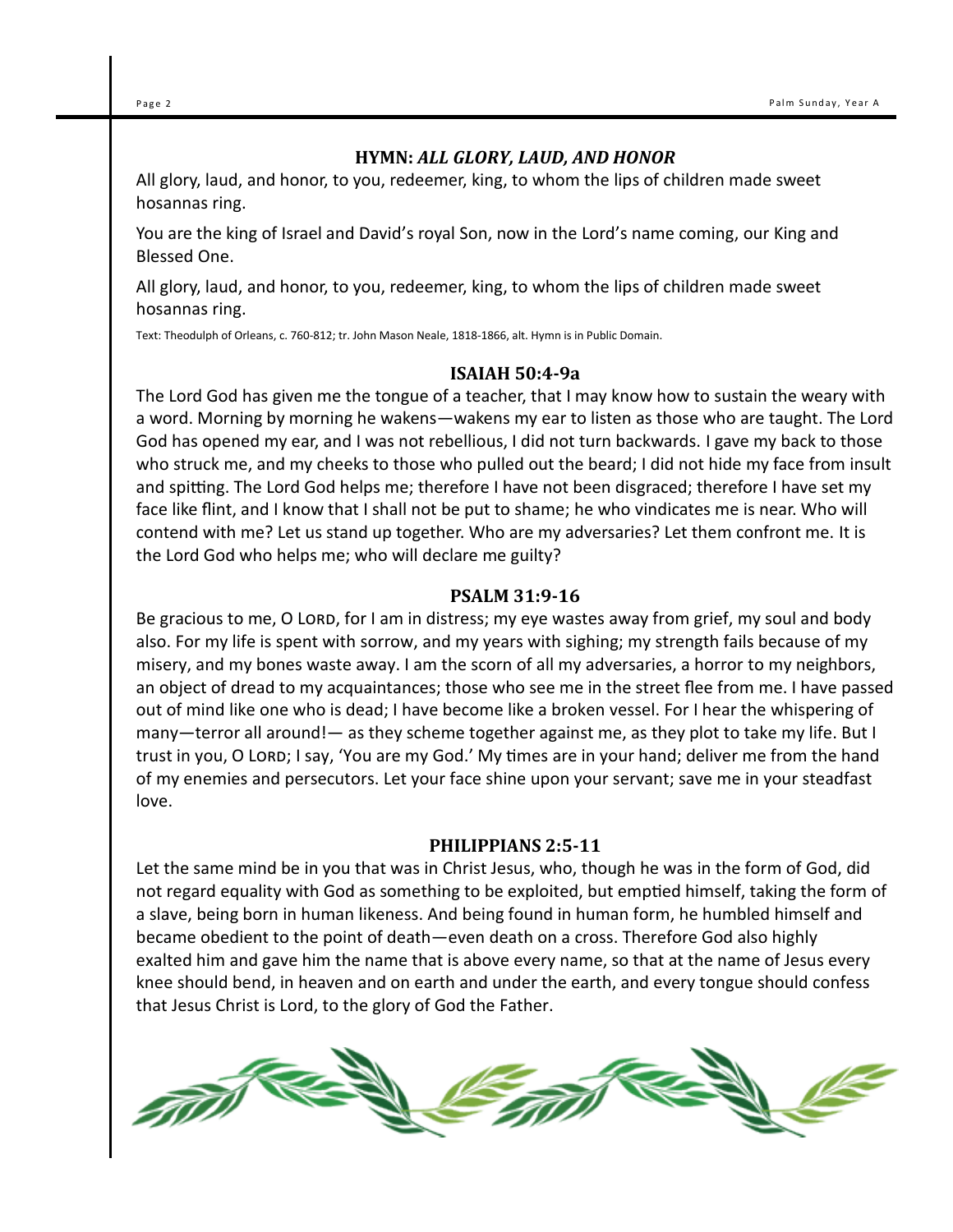## HYMN: *ALL GLORY, LAUD, AND HONOR*

All glory, laud, and honor, to you, redeemer, king, to whom the lips of children made sweet hosannas ring.

You are the king of Israel and David's royal Son, now in the Lord's name coming, our King and Blessed One.

All glory, laud, and honor, to you, redeemer, king, to whom the lips of children made sweet hosannas ring.

Text: Theodulph of Orleans, c. 760-812; tr. John Mason Neale, 1818-1866, alt. Hymn is in Public Domain.

## ISAIAH 50:4-9a

The Lord God has given me the tongue of a teacher, that I may know how to sustain the weary with a word. Morning by morning he wakens—wakens my ear to listen as those who are taught. The Lord God has opened my ear, and I was not rebellious, I did not turn backwards. I gave my back to those who struck me, and my cheeks to those who pulled out the beard; I did not hide my face from insult and spitting. The Lord God helps me; therefore I have not been disgraced; therefore I have set my face like flint, and I know that I shall not be put to shame; he who vindicates me is near. Who will contend with me? Let us stand up together. Who are my adversaries? Let them confront me. It is the Lord God who helps me; who will declare me guilty?

## PSALM 31:9-16

Be gracious to me, O LORD, for I am in distress; my eye wastes away from grief, my soul and body also. For my life is spent with sorrow, and my years with sighing; my strength fails because of my misery, and my bones waste away. I am the scorn of all my adversaries, a horror to my neighbors, an object of dread to my acquaintances; those who see me in the street flee from me. I have passed out of mind like one who is dead; I have become like a broken vessel. For I hear the whispering of many—terror all around!— as they scheme together against me, as they plot to take my life. But I trust in you, O LORD; I say, 'You are my God.' My times are in your hand; deliver me from the hand of my enemies and persecutors. Let your face shine upon your servant; save me in your steadfast love.

## PHILIPPIANS 2:5-11

Let the same mind be in you that was in Christ Jesus, who, though he was in the form of God, did not regard equality with God as something to be exploited, but emptied himself, taking the form of a slave, being born in human likeness. And being found in human form, he humbled himself and became obedient to the point of death—even death on a cross. Therefore God also highly exalted him and gave him the name that is above every name, so that at the name of Jesus every knee should bend, in heaven and on earth and under the earth, and every tongue should confess that Jesus Christ is Lord, to the glory of God the Father.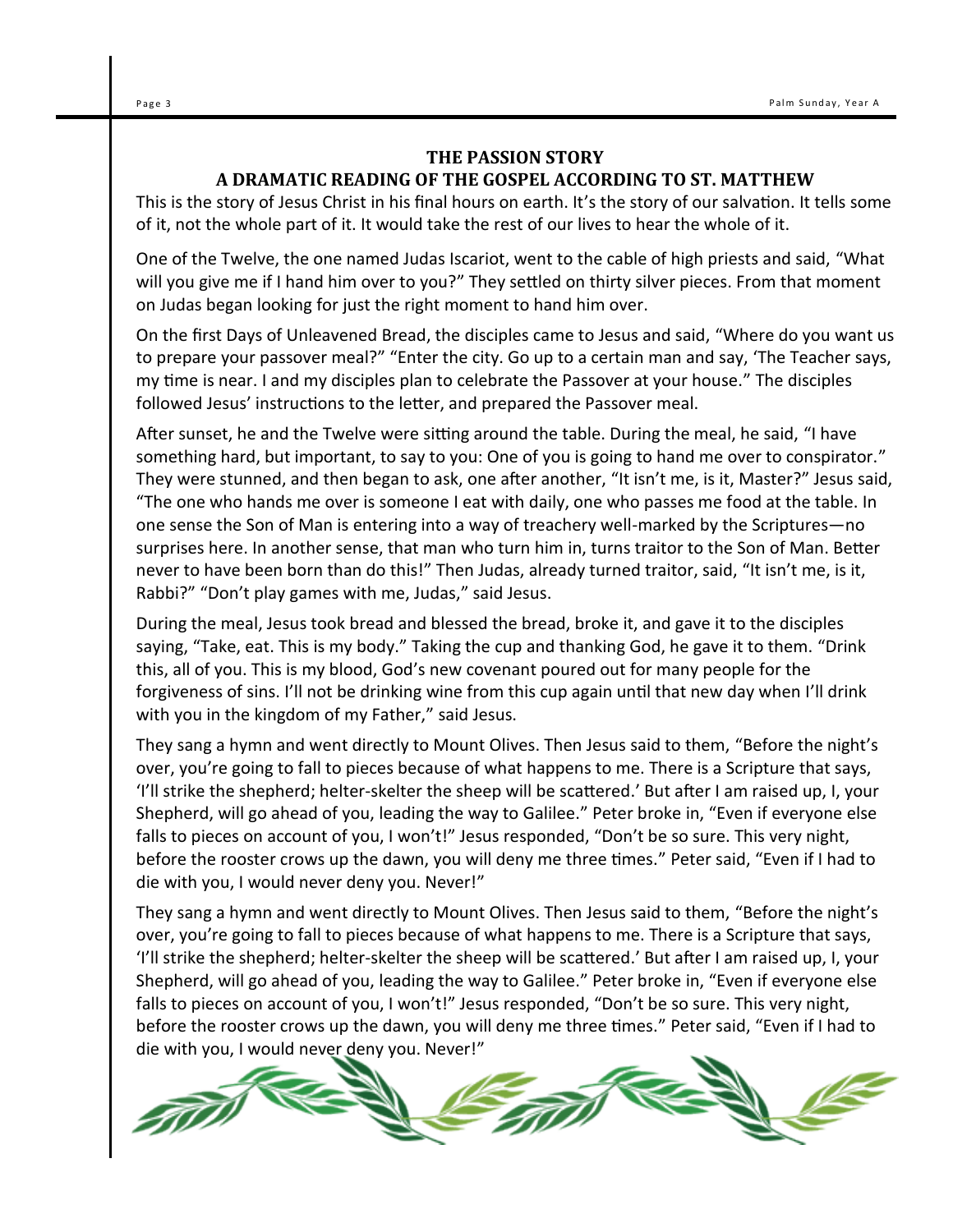## THE PASSION STORY
## A DRAMATIC READING OF THE GOSPEL ACCORDING TO ST. MATTHEW

This is the story of Jesus Christ in his final hours on earth. It's the story of our salvation. It tells some of it, not the whole part of it. It would take the rest of our lives to hear the whole of it.

One of the Twelve, the one named Judas Iscariot, went to the cable of high priests and said, "What will you give me if I hand him over to you?" They settled on thirty silver pieces. From that moment on Judas began looking for just the right moment to hand him over.

On the first Days of Unleavened Bread, the disciples came to Jesus and said, "Where do you want us to prepare your passover meal?" "Enter the city. Go up to a certain man and say, 'The Teacher says, my time is near. I and my disciples plan to celebrate the Passover at your house." The disciples followed Jesus' instructions to the letter, and prepared the Passover meal.

After sunset, he and the Twelve were sitting around the table. During the meal, he said, "I have something hard, but important, to say to you: One of you is going to hand me over to conspirator." They were stunned, and then began to ask, one after another, "It isn't me, is it, Master?" Jesus said, "The one who hands me over is someone I eat with daily, one who passes me food at the table. In one sense the Son of Man is entering into a way of treachery well-marked by the Scriptures—no surprises here. In another sense, that man who turn him in, turns traitor to the Son of Man. Better never to have been born than do this!" Then Judas, already turned traitor, said, "It isn't me, is it, Rabbi?" "Don't play games with me, Judas," said Jesus.

During the meal, Jesus took bread and blessed the bread, broke it, and gave it to the disciples saying, "Take, eat. This is my body." Taking the cup and thanking God, he gave it to them. "Drink this, all of you. This is my blood, God's new covenant poured out for many people for the forgiveness of sins. I'll not be drinking wine from this cup again until that new day when I'll drink with you in the kingdom of my Father," said Jesus.

They sang a hymn and went directly to Mount Olives. Then Jesus said to them, "Before the night's over, you're going to fall to pieces because of what happens to me. There is a Scripture that says, 'I'll strike the shepherd; helter-skelter the sheep will be scattered.' But after I am raised up, I, your Shepherd, will go ahead of you, leading the way to Galilee." Peter broke in, "Even if everyone else falls to pieces on account of you, I won't!" Jesus responded, "Don't be so sure. This very night, before the rooster crows up the dawn, you will deny me three times." Peter said, "Even if I had to die with you, I would never deny you. Never!"

They sang a hymn and went directly to Mount Olives. Then Jesus said to them, "Before the night's over, you're going to fall to pieces because of what happens to me. There is a Scripture that says, 'I'll strike the shepherd; helter-skelter the sheep will be scattered.' But after I am raised up, I, your Shepherd, will go ahead of you, leading the way to Galilee." Peter broke in, "Even if everyone else falls to pieces on account of you, I won't!" Jesus responded, "Don't be so sure. This very night, before the rooster crows up the dawn, you will deny me three times." Peter said, "Even if I had to die with you, I would never deny you. Never!"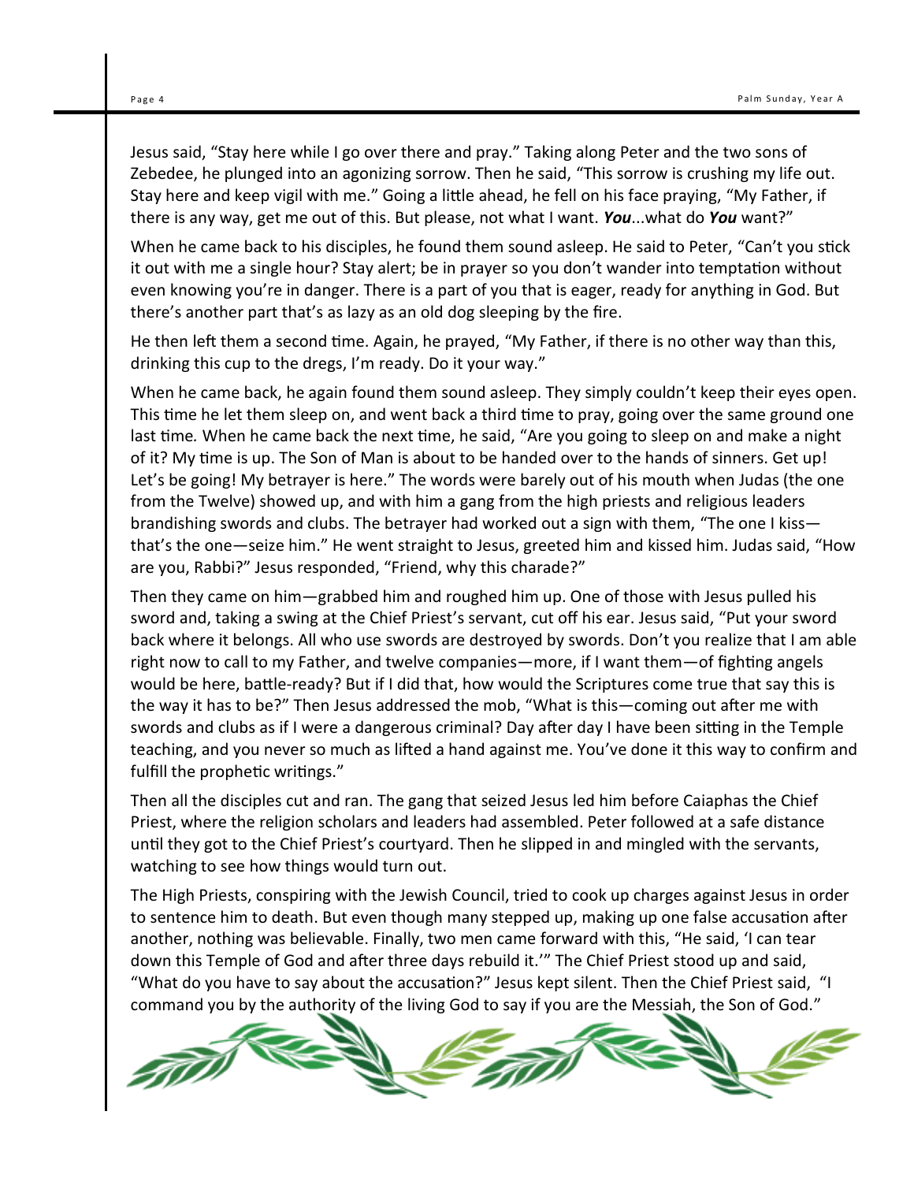Jesus said, "Stay here while I go over there and pray." Taking along Peter and the two sons of Zebedee, he plunged into an agonizing sorrow. Then he said, "This sorrow is crushing my life out. Stay here and keep vigil with me." Going a little ahead, he fell on his face praying, "My Father, if there is any way, get me out of this. But please, not what I want. ***You***...what do ***You*** want?"

When he came back to his disciples, he found them sound asleep. He said to Peter, "Can't you stick it out with me a single hour? Stay alert; be in prayer so you don't wander into temptation without even knowing you're in danger. There is a part of you that is eager, ready for anything in God. But there's another part that's as lazy as an old dog sleeping by the fire.

He then left them a second time. Again, he prayed, "My Father, if there is no other way than this, drinking this cup to the dregs, I'm ready. Do it your way."

When he came back, he again found them sound asleep. They simply couldn't keep their eyes open. This time he let them sleep on, and went back a third time to pray, going over the same ground one last time*.* When he came back the next time, he said, "Are you going to sleep on and make a night of it? My time is up. The Son of Man is about to be handed over to the hands of sinners. Get up! Let's be going! My betrayer is here." The words were barely out of his mouth when Judas (the one from the Twelve) showed up, and with him a gang from the high priests and religious leaders brandishing swords and clubs. The betrayer had worked out a sign with them, "The one I kiss—that's the one—seize him." He went straight to Jesus, greeted him and kissed him. Judas said, "How are you, Rabbi?" Jesus responded, "Friend, why this charade?"

Then they came on him—grabbed him and roughed him up. One of those with Jesus pulled his sword and, taking a swing at the Chief Priest's servant, cut off his ear. Jesus said, "Put your sword back where it belongs. All who use swords are destroyed by swords. Don't you realize that I am able right now to call to my Father, and twelve companies—more, if I want them—of fighting angels would be here, battle-ready? But if I did that, how would the Scriptures come true that say this is the way it has to be?" Then Jesus addressed the mob, "What is this—coming out after me with swords and clubs as if I were a dangerous criminal? Day after day I have been sitting in the Temple teaching, and you never so much as lifted a hand against me. You've done it this way to confirm and fulfill the prophetic writings."

Then all the disciples cut and ran. The gang that seized Jesus led him before Caiaphas the Chief Priest, where the religion scholars and leaders had assembled. Peter followed at a safe distance until they got to the Chief Priest's courtyard. Then he slipped in and mingled with the servants, watching to see how things would turn out.

The High Priests, conspiring with the Jewish Council, tried to cook up charges against Jesus in order to sentence him to death. But even though many stepped up, making up one false accusation after another, nothing was believable. Finally, two men came forward with this, "He said, 'I can tear down this Temple of God and after three days rebuild it.'" The Chief Priest stood up and said, "What do you have to say about the accusation?" Jesus kept silent. Then the Chief Priest said, "I command you by the authority of the living God to say if you are the Messiah, the Son of God."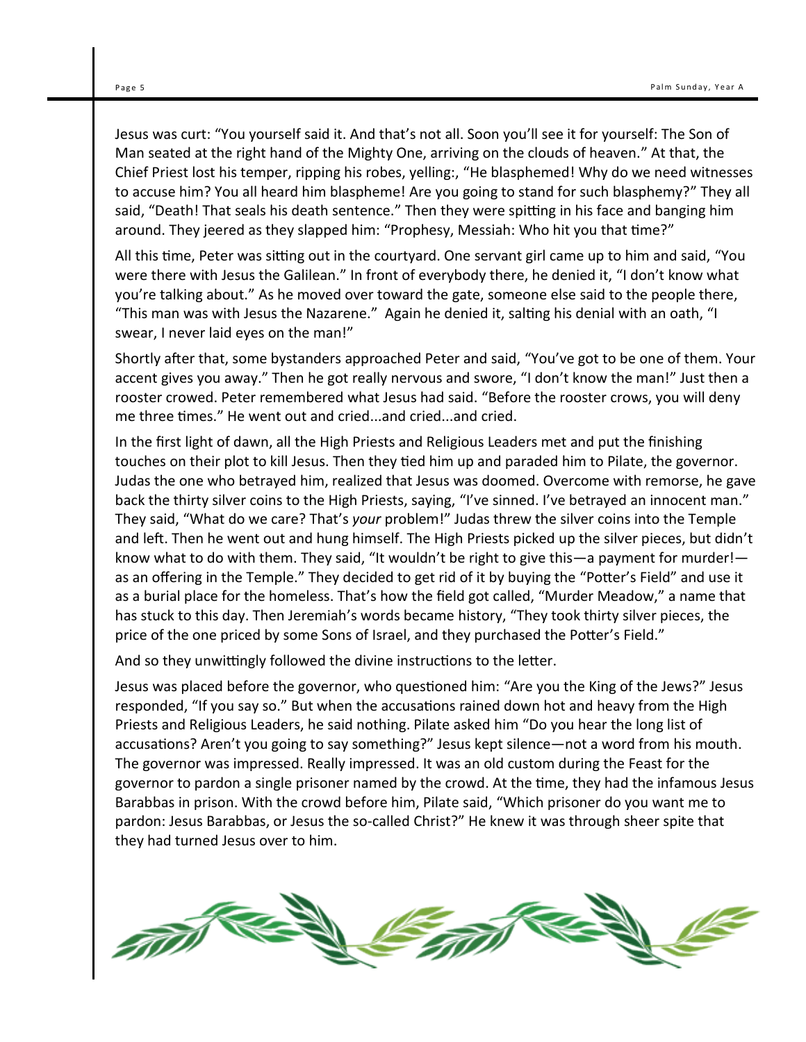Jesus was curt: "You yourself said it. And that's not all. Soon you'll see it for yourself: The Son of Man seated at the right hand of the Mighty One, arriving on the clouds of heaven." At that, the Chief Priest lost his temper, ripping his robes, yelling:, "He blasphemed! Why do we need witnesses to accuse him? You all heard him blaspheme! Are you going to stand for such blasphemy?" They all said, "Death! That seals his death sentence." Then they were spitting in his face and banging him around. They jeered as they slapped him: "Prophesy, Messiah: Who hit you that time?"

All this time, Peter was sitting out in the courtyard. One servant girl came up to him and said, "You were there with Jesus the Galilean." In front of everybody there, he denied it, "I don't know what you're talking about." As he moved over toward the gate, someone else said to the people there, "This man was with Jesus the Nazarene." Again he denied it, salting his denial with an oath, "I swear, I never laid eyes on the man!"

Shortly after that, some bystanders approached Peter and said, "You've got to be one of them. Your accent gives you away." Then he got really nervous and swore, "I don't know the man!" Just then a rooster crowed. Peter remembered what Jesus had said. "Before the rooster crows, you will deny me three times." He went out and cried...and cried...and cried.

In the first light of dawn, all the High Priests and Religious Leaders met and put the finishing touches on their plot to kill Jesus. Then they tied him up and paraded him to Pilate, the governor. Judas the one who betrayed him, realized that Jesus was doomed. Overcome with remorse, he gave back the thirty silver coins to the High Priests, saying, "I've sinned. I've betrayed an innocent man." They said, "What do we care? That's *your* problem!" Judas threw the silver coins into the Temple and left. Then he went out and hung himself. The High Priests picked up the silver pieces, but didn't know what to do with them. They said, "It wouldn't be right to give this—a payment for murder!—as an offering in the Temple." They decided to get rid of it by buying the "Potter's Field" and use it as a burial place for the homeless. That's how the field got called, "Murder Meadow," a name that has stuck to this day. Then Jeremiah's words became history, "They took thirty silver pieces, the price of the one priced by some Sons of Israel, and they purchased the Potter's Field."

And so they unwittingly followed the divine instructions to the letter.

Jesus was placed before the governor, who questioned him: "Are you the King of the Jews?" Jesus responded, "If you say so." But when the accusations rained down hot and heavy from the High Priests and Religious Leaders, he said nothing. Pilate asked him "Do you hear the long list of accusations? Aren't you going to say something?" Jesus kept silence—not a word from his mouth. The governor was impressed. Really impressed. It was an old custom during the Feast for the governor to pardon a single prisoner named by the crowd. At the time, they had the infamous Jesus Barabbas in prison. With the crowd before him, Pilate said, "Which prisoner do you want me to pardon: Jesus Barabbas, or Jesus the so-called Christ?" He knew it was through sheer spite that they had turned Jesus over to him.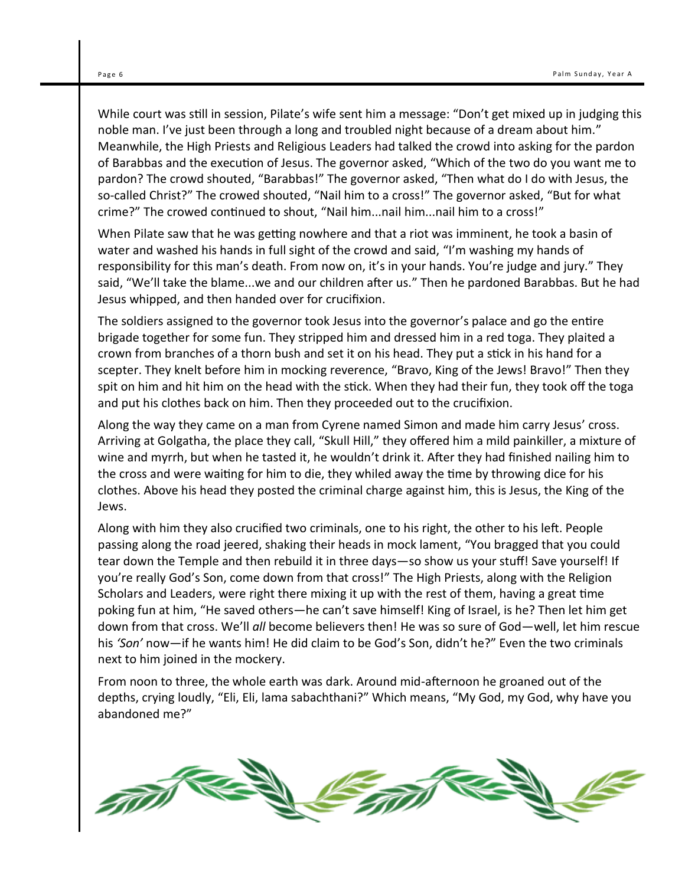While court was still in session, Pilate's wife sent him a message: "Don't get mixed up in judging this noble man. I've just been through a long and troubled night because of a dream about him." Meanwhile, the High Priests and Religious Leaders had talked the crowd into asking for the pardon of Barabbas and the execution of Jesus. The governor asked, "Which of the two do you want me to pardon? The crowd shouted, "Barabbas!" The governor asked, "Then what do I do with Jesus, the so-called Christ?" The crowed shouted, "Nail him to a cross!" The governor asked, "But for what crime?" The crowed continued to shout, "Nail him...nail him...nail him to a cross!"

When Pilate saw that he was getting nowhere and that a riot was imminent, he took a basin of water and washed his hands in full sight of the crowd and said, "I'm washing my hands of responsibility for this man's death. From now on, it's in your hands. You're judge and jury." They said, "We'll take the blame...we and our children after us." Then he pardoned Barabbas. But he had Jesus whipped, and then handed over for crucifixion.

The soldiers assigned to the governor took Jesus into the governor's palace and go the entire brigade together for some fun. They stripped him and dressed him in a red toga. They plaited a crown from branches of a thorn bush and set it on his head. They put a stick in his hand for a scepter. They knelt before him in mocking reverence, "Bravo, King of the Jews! Bravo!" Then they spit on him and hit him on the head with the stick. When they had their fun, they took off the toga and put his clothes back on him. Then they proceeded out to the crucifixion.

Along the way they came on a man from Cyrene named Simon and made him carry Jesus' cross. Arriving at Golgatha, the place they call, "Skull Hill," they offered him a mild painkiller, a mixture of wine and myrrh, but when he tasted it, he wouldn't drink it. After they had finished nailing him to the cross and were waiting for him to die, they whiled away the time by throwing dice for his clothes. Above his head they posted the criminal charge against him, this is Jesus, the King of the Jews.

Along with him they also crucified two criminals, one to his right, the other to his left. People passing along the road jeered, shaking their heads in mock lament, "You bragged that you could tear down the Temple and then rebuild it in three days—so show us your stuff! Save yourself! If you're really God's Son, come down from that cross!" The High Priests, along with the Religion Scholars and Leaders, were right there mixing it up with the rest of them, having a great time poking fun at him, "He saved others—he can't save himself! King of Israel, is he? Then let him get down from that cross. We'll *all* become believers then! He was so sure of God—well, let him rescue his *'Son'* now—if he wants him! He did claim to be God's Son, didn't he?" Even the two criminals next to him joined in the mockery.

From noon to three, the whole earth was dark. Around mid-afternoon he groaned out of the depths, crying loudly, "Eli, Eli, lama sabachthani?" Which means, "My God, my God, why have you abandoned me?"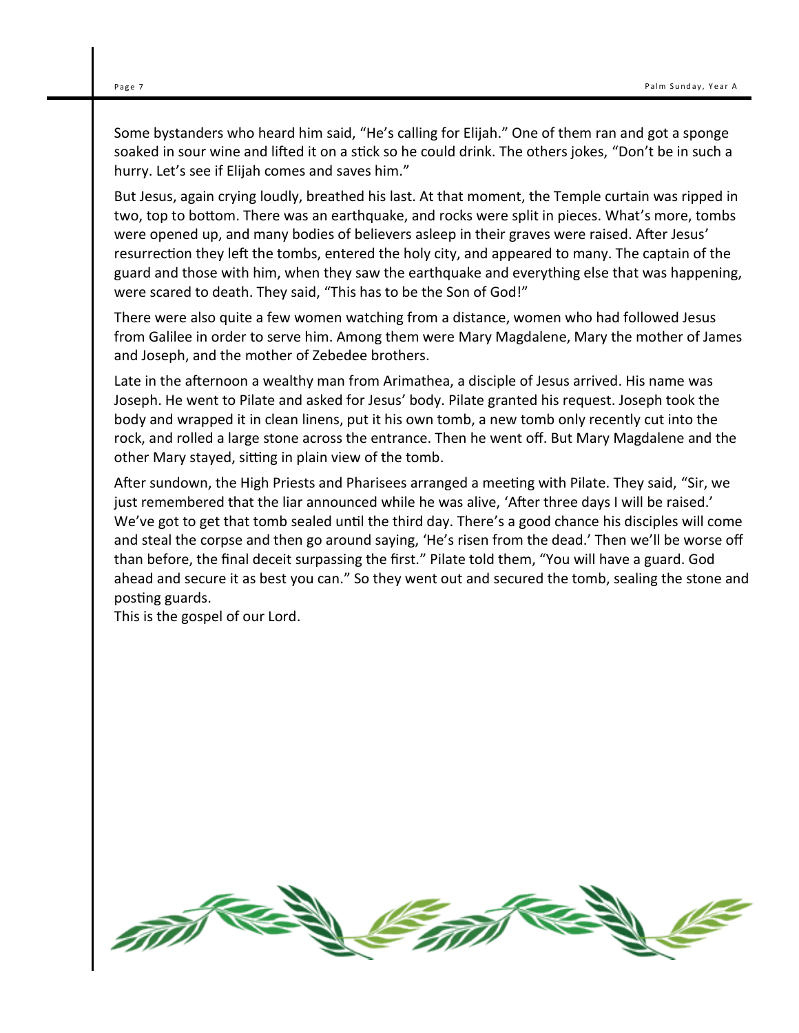Some bystanders who heard him said, "He's calling for Elijah." One of them ran and got a sponge soaked in sour wine and lifted it on a stick so he could drink. The others jokes, "Don't be in such a hurry. Let's see if Elijah comes and saves him."

But Jesus, again crying loudly, breathed his last. At that moment, the Temple curtain was ripped in two, top to bottom. There was an earthquake, and rocks were split in pieces. What's more, tombs were opened up, and many bodies of believers asleep in their graves were raised. After Jesus' resurrection they left the tombs, entered the holy city, and appeared to many. The captain of the guard and those with him, when they saw the earthquake and everything else that was happening, were scared to death. They said, "This has to be the Son of God!"

There were also quite a few women watching from a distance, women who had followed Jesus from Galilee in order to serve him. Among them were Mary Magdalene, Mary the mother of James and Joseph, and the mother of Zebedee brothers.

Late in the afternoon a wealthy man from Arimathea, a disciple of Jesus arrived. His name was Joseph. He went to Pilate and asked for Jesus' body. Pilate granted his request. Joseph took the body and wrapped it in clean linens, put it his own tomb, a new tomb only recently cut into the rock, and rolled a large stone across the entrance. Then he went off. But Mary Magdalene and the other Mary stayed, sitting in plain view of the tomb.

After sundown, the High Priests and Pharisees arranged a meeting with Pilate. They said, "Sir, we just remembered that the liar announced while he was alive, 'After three days I will be raised.' We've got to get that tomb sealed until the third day. There's a good chance his disciples will come and steal the corpse and then go around saying, 'He's risen from the dead.' Then we'll be worse off than before, the final deceit surpassing the first." Pilate told them, "You will have a guard. God ahead and secure it as best you can." So they went out and secured the tomb, sealing the stone and posting guards.

This is the gospel of our Lord.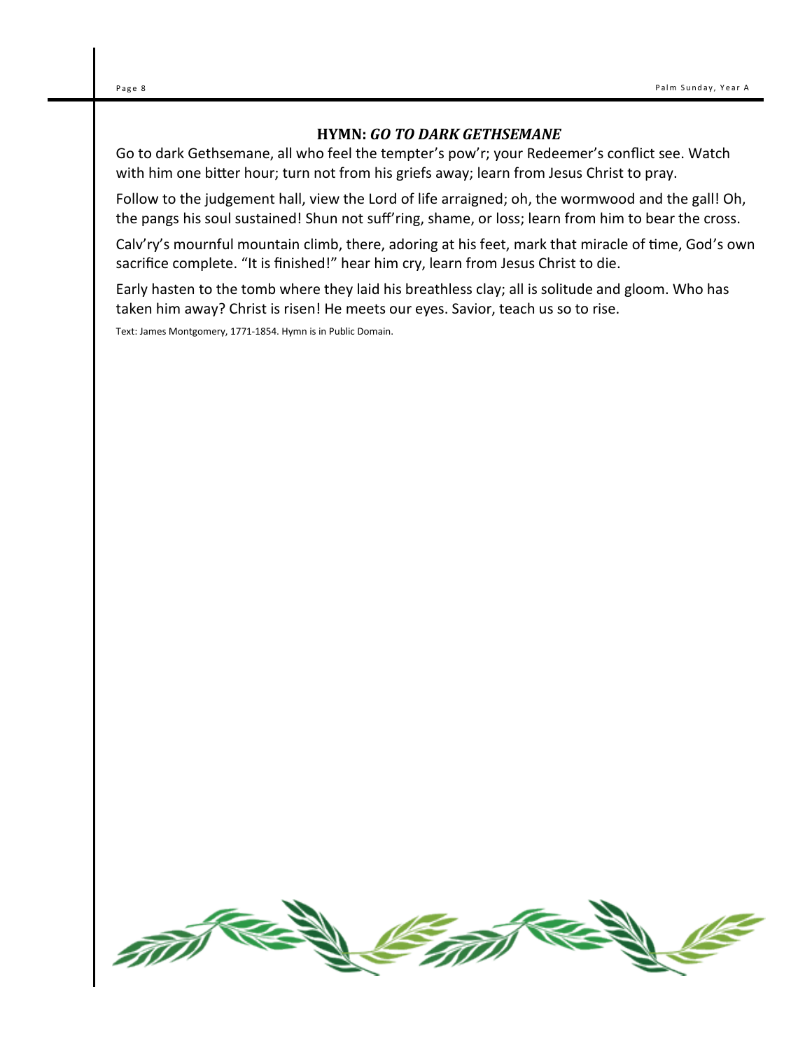## HYMN: *GO TO DARK GETHSEMANE*

Go to dark Gethsemane, all who feel the tempter's pow'r; your Redeemer's conflict see. Watch with him one bitter hour; turn not from his griefs away; learn from Jesus Christ to pray.

Follow to the judgement hall, view the Lord of life arraigned; oh, the wormwood and the gall! Oh, the pangs his soul sustained! Shun not suff'ring, shame, or loss; learn from him to bear the cross.

Calv'ry's mournful mountain climb, there, adoring at his feet, mark that miracle of time, God's own sacrifice complete. "It is finished!" hear him cry, learn from Jesus Christ to die.

Early hasten to the tomb where they laid his breathless clay; all is solitude and gloom. Who has taken him away? Christ is risen! He meets our eyes. Savior, teach us so to rise.

Text: James Montgomery, 1771-1854. Hymn is in Public Domain.